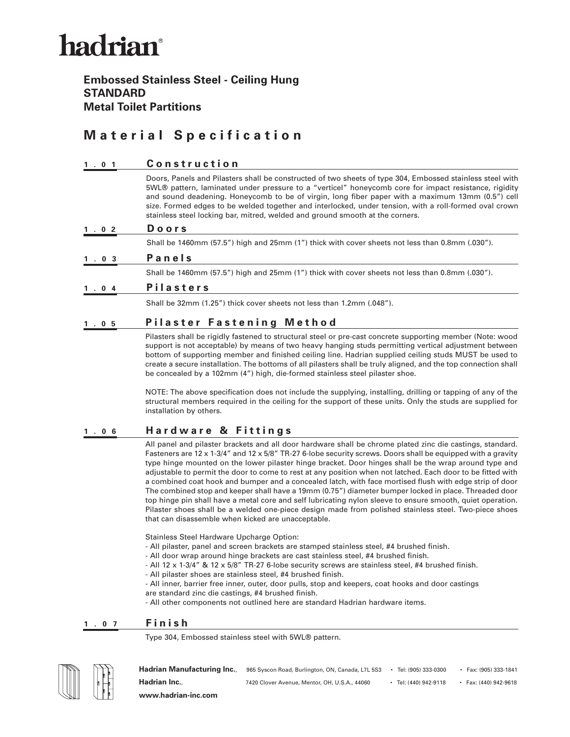# hadrian®

**Embossed Stainless Steel - Ceiling Hung**
**STANDARD**
**Metal Toilet Partitions**

## Material Specification

### 1.01 Construction

Doors, Panels and Pilasters shall be constructed of two sheets of type 304, Embossed stainless steel with 5WL® pattern, laminated under pressure to a "verticel" honeycomb core for impact resistance, rigidity and sound deadening. Honeycomb to be of virgin, long fiber paper with a maximum 13mm (0.5") cell size. Formed edges to be welded together and interlocked, under tension, with a roll-formed oval crown stainless steel locking bar, mitred, welded and ground smooth at the corners.

### 1.02 Doors

Shall be 1460mm (57.5") high and 25mm (1") thick with cover sheets not less than 0.8mm (.030").

### 1.03 Panels

Shall be 1460mm (57.5") high and 25mm (1") thick with cover sheets not less than 0.8mm (.030").

### 1.04 Pilasters

Shall be 32mm (1.25") thick cover sheets not less than 1.2mm (.048").

### 1.05 Pilaster Fastening Method

Pilasters shall be rigidly fastened to structural steel or pre-cast concrete supporting member (Note: wood support is not acceptable) by means of two heavy hanging studs permitting vertical adjustment between bottom of supporting member and finished ceiling line. Hadrian supplied ceiling studs MUST be used to create a secure installation. The bottoms of all pilasters shall be truly aligned, and the top connection shall be concealed by a 102mm (4") high, die-formed stainless steel pilaster shoe.

NOTE: The above specification does not include the supplying, installing, drilling or tapping of any of the structural members required in the ceiling for the support of these units. Only the studs are supplied for installation by others.

### 1.06 Hardware & Fittings

All panel and pilaster brackets and all door hardware shall be chrome plated zinc die castings, standard. Fasteners are 12 x 1-3/4" and 12 x 5/8" TR-27 6-lobe security screws. Doors shall be equipped with a gravity type hinge mounted on the lower pilaster hinge bracket. Door hinges shall be the wrap around type and adjustable to permit the door to come to rest at any position when not latched. Each door to be fitted with a combined coat hook and bumper and a concealed latch, with face mortised flush with edge strip of door The combined stop and keeper shall have a 19mm (0.75") diameter bumper locked in place. Threaded door top hinge pin shall have a metal core and self lubricating nylon sleeve to ensure smooth, quiet operation. Pilaster shoes shall be a welded one-piece design made from polished stainless steel. Two-piece shoes that can disassemble when kicked are unacceptable.

Stainless Steel Hardware Upcharge Option:
- All pilaster, panel and screen brackets are stamped stainless steel, #4 brushed finish.
- All door wrap around hinge brackets are cast stainless steel, #4 brushed finish.
- All 12 x 1-3/4" & 12 x 5/8" TR-27 6-lobe security screws are stainless steel, #4 brushed finish.
- All pilaster shoes are stainless steel, #4 brushed finish.
- All inner, barrier free inner, outer, door pulls, stop and keepers, coat hooks and door castings are standard zinc die castings, #4 brushed finish.
- All other components not outlined here are standard Hadrian hardware items.

### 1.07 Finish

Type 304, Embossed stainless steel with 5WL® pattern.

**Hadrian Manufacturing Inc.**, 965 Syscon Road, Burlington, ON, Canada, L7L 5S3 • Tel: (905) 333-0300 • Fax: (905) 333-1841
**Hadrian Inc.**, 7420 Clover Avenue, Mentor, OH, U.S.A., 44060 • Tel: (440) 942-9118 • Fax: (440) 942-9618
**www.hadrian-inc.com**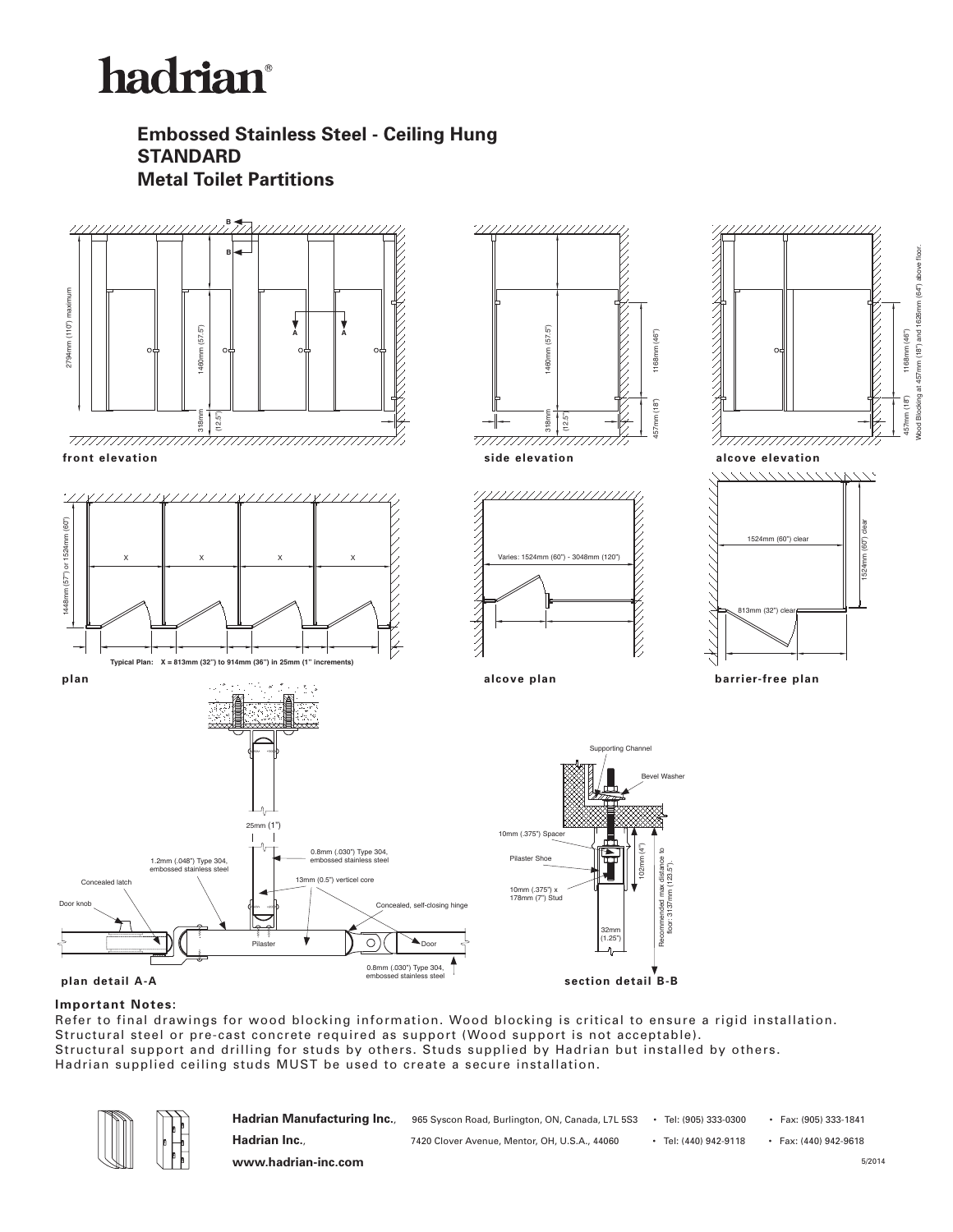# hadrian®

## Embossed Stainless Steel - Ceiling Hung
## STANDARD
## Metal Toilet Partitions

2794mm (110") maximum
1460mm (57.5")
318mm (12.5")
B
B
A
A

**front elevation**

1460mm (57.5")
318mm (12.5")
1168mm (46")
457mm (18")

**side elevation**

1168mm (46")
457mm (18")
Wood Blocking at 457mm (18") and 1626mm (64") above floor.

**alcove elevation**

1448mm (57") or 1524mm (60")
X X X X

Typical Plan: X = 813mm (32") to 914mm (36") in 25mm (1" increments)

**plan**

Varies: 1524mm (60") - 3048mm (120")

**alcove plan**

1524mm (60") clear
1524mm (60") clear
813mm (32") clear

**barrier-free plan**

25mm (1")
1.2mm (.048") Type 304, embossed stainless steel
0.8mm (.030") Type 304, embossed stainless steel
13mm (0.5") verticel core
Concealed latch
Door knob
Concealed, self-closing hinge
Pilaster
Door
0.8mm (.030") Type 304, embossed stainless steel

**plan detail A-A**

Supporting Channel
Bevel Washer
10mm (.375") Spacer
Pilaster Shoe
10mm (.375") x 178mm (7") Stud
102mm (4")
32mm (1.25")
Recommended max distance to floor: 3137mm (123.5").

**section detail B-B**

**Important Notes:**

Refer to final drawings for wood blocking information. Wood blocking is critical to ensure a rigid installation.
Structural steel or pre-cast concrete required as support (Wood support is not acceptable).
Structural support and drilling for studs by others. Studs supplied by Hadrian but installed by others.
Hadrian supplied ceiling studs MUST be used to create a secure installation.

**Hadrian Manufacturing Inc.**, 965 Syscon Road, Burlington, ON, Canada, L7L 5S3 • Tel: (905) 333-0300 • Fax: (905) 333-1841
**Hadrian Inc.**, 7420 Clover Avenue, Mentor, OH, U.S.A., 44060 • Tel: (440) 942-9118 • Fax: (440) 942-9618
**www.hadrian-inc.com**

5/2014